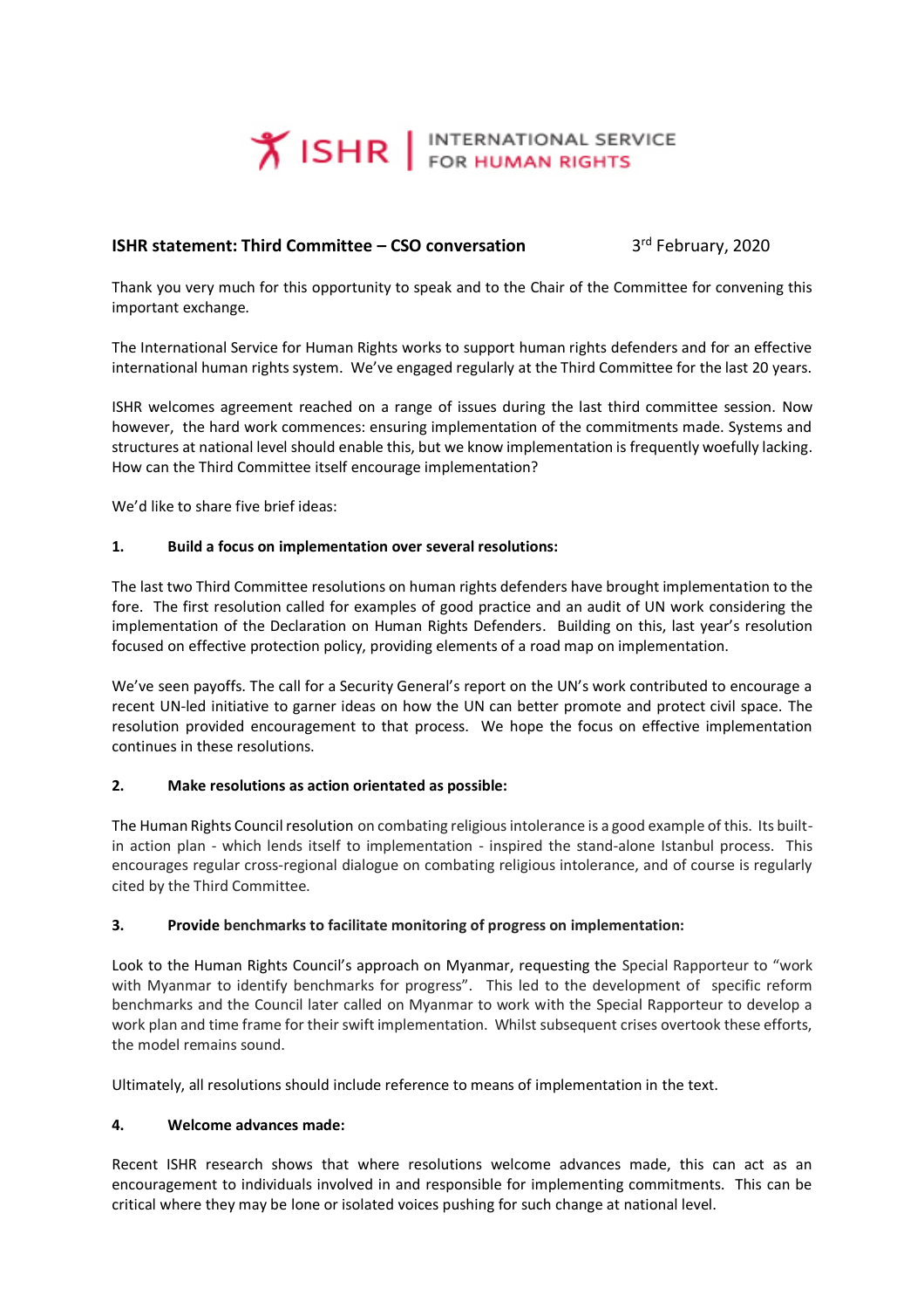ISHR | INTERNATIONAL SERVICE FOR HUMAN RIGHTS

**ISHR statement: Third Committee – CSO conversation** 3rd February, 2020

Thank you very much for this opportunity to speak and to the Chair of the Committee for convening this important exchange.

The International Service for Human Rights works to support human rights defenders and for an effective international human rights system. We've engaged regularly at the Third Committee for the last 20 years.

ISHR welcomes agreement reached on a range of issues during the last third committee session. Now however, the hard work commences: ensuring implementation of the commitments made. Systems and structures at national level should enable this, but we know implementation is frequently woefully lacking. How can the Third Committee itself encourage implementation?

We'd like to share five brief ideas:

**1. Build a focus on implementation over several resolutions:**

The last two Third Committee resolutions on human rights defenders have brought implementation to the fore. The first resolution called for examples of good practice and an audit of UN work considering the implementation of the Declaration on Human Rights Defenders. Building on this, last year's resolution focused on effective protection policy, providing elements of a road map on implementation.

We've seen payoffs. The call for a Security General's report on the UN's work contributed to encourage a recent UN-led initiative to garner ideas on how the UN can better promote and protect civil space. The resolution provided encouragement to that process. We hope the focus on effective implementation continues in these resolutions.

**2. Make resolutions as action orientated as possible:**

The Human Rights Council resolution on combating religious intolerance is a good example of this. Its built-in action plan - which lends itself to implementation - inspired the stand-alone Istanbul process. This encourages regular cross-regional dialogue on combating religious intolerance, and of course is regularly cited by the Third Committee.

**3. Provide benchmarks to facilitate monitoring of progress on implementation:**

Look to the Human Rights Council's approach on Myanmar, requesting the Special Rapporteur to "work with Myanmar to identify benchmarks for progress". This led to the development of specific reform benchmarks and the Council later called on Myanmar to work with the Special Rapporteur to develop a work plan and time frame for their swift implementation. Whilst subsequent crises overtook these efforts, the model remains sound.

Ultimately, all resolutions should include reference to means of implementation in the text.

**4. Welcome advances made:**

Recent ISHR research shows that where resolutions welcome advances made, this can act as an encouragement to individuals involved in and responsible for implementing commitments. This can be critical where they may be lone or isolated voices pushing for such change at national level.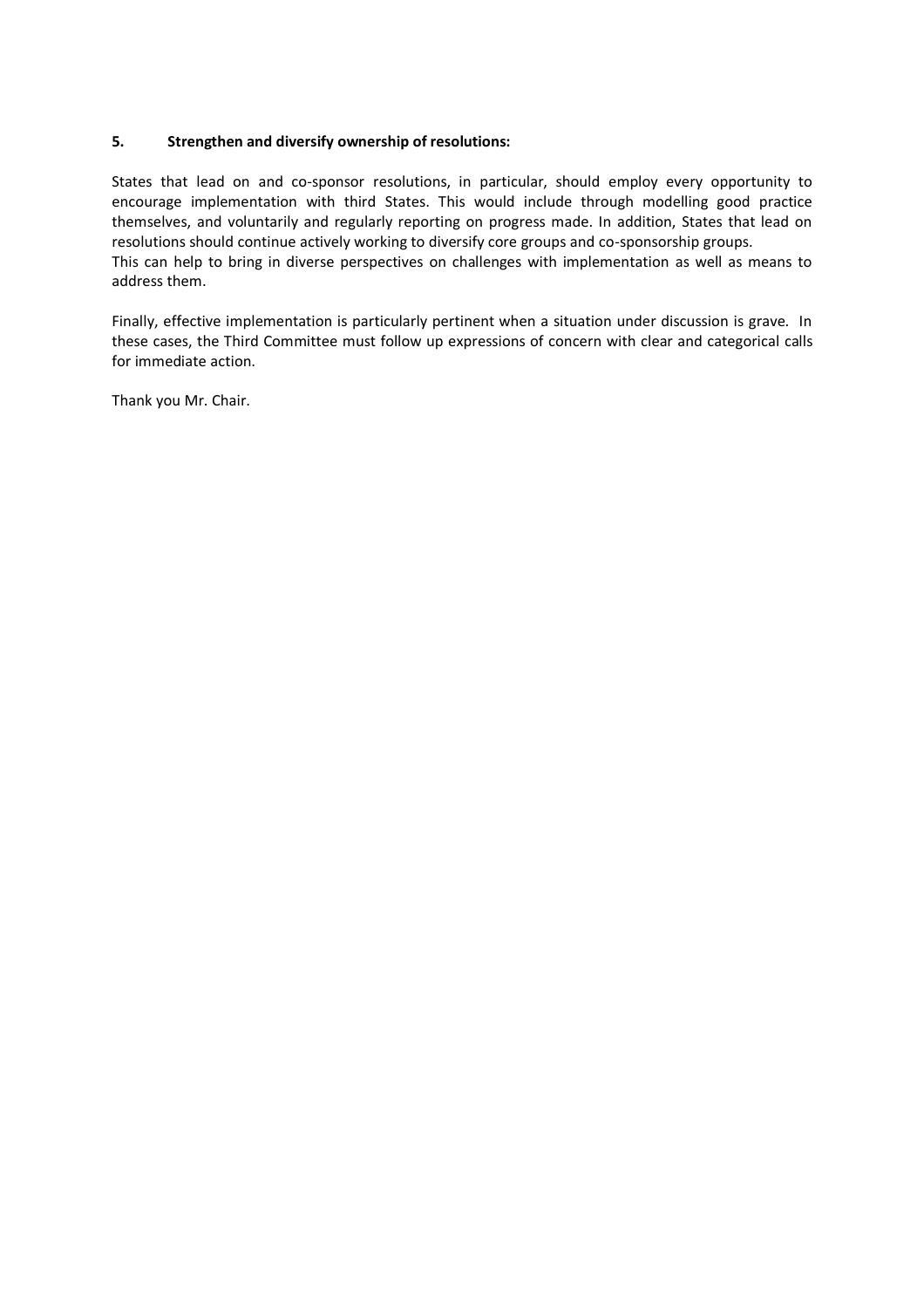**5. Strengthen and diversify ownership of resolutions:**

States that lead on and co-sponsor resolutions, in particular, should employ every opportunity to encourage implementation with third States. This would include through modelling good practice themselves, and voluntarily and regularly reporting on progress made. In addition, States that lead on resolutions should continue actively working to diversify core groups and co-sponsorship groups.
This can help to bring in diverse perspectives on challenges with implementation as well as means to address them.

Finally, effective implementation is particularly pertinent when a situation under discussion is grave. In these cases, the Third Committee must follow up expressions of concern with clear and categorical calls for immediate action.

Thank you Mr. Chair.